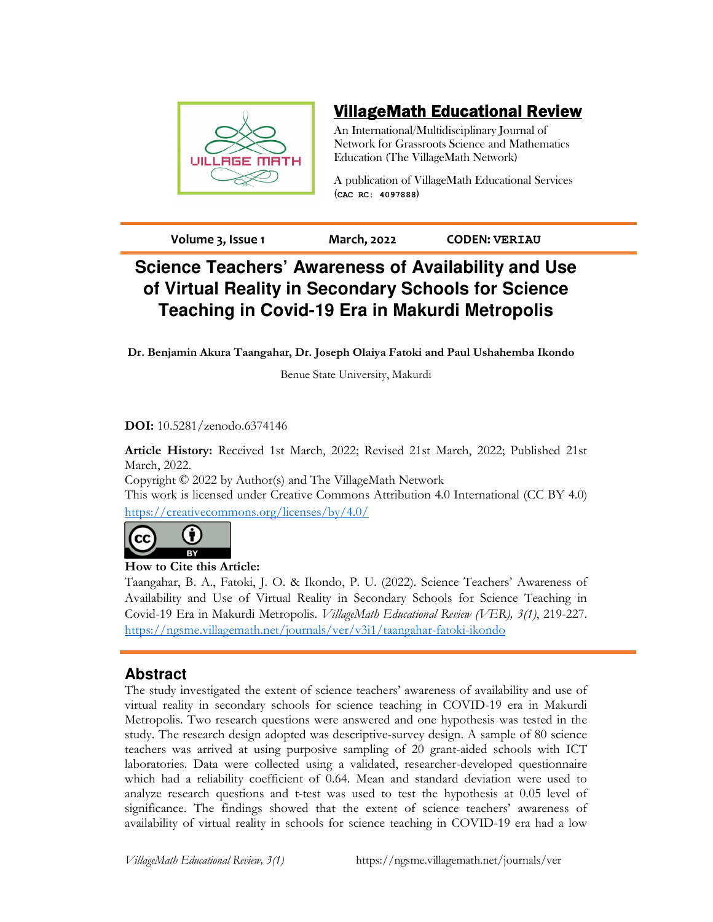# VillageMath Educational Review

An International/Multidisciplinary Journal of Network for Grassroots Science and Mathematics Education (The VillageMath Network)

A publication of VillageMath Educational Services (CAC RC: 4097888)

**Volume 3, Issue 1** | **March, 2022** | **CODEN: VERIAU**

## Science Teachers' Awareness of Availability and Use of Virtual Reality in Secondary Schools for Science Teaching in Covid-19 Era in Makurdi Metropolis

**Dr. Benjamin Akura Taangahar, Dr. Joseph Olaiya Fatoki and Paul Ushahemba Ikondo**

Benue State University, Makurdi

**DOI:** 10.5281/zenodo.6374146

**Article History:** Received 1st March, 2022; Revised 21st March, 2022; Published 21st March, 2022.

Copyright © 2022 by Author(s) and The VillageMath Network

This work is licensed under Creative Commons Attribution 4.0 International (CC BY 4.0)

https://creativecommons.org/licenses/by/4.0/

**How to Cite this Article:**

Taangahar, B. A., Fatoki, J. O. & Ikondo, P. U. (2022). Science Teachers' Awareness of Availability and Use of Virtual Reality in Secondary Schools for Science Teaching in Covid-19 Era in Makurdi Metropolis. *VillageMath Educational Review (VER), 3(1)*, 219-227. https://ngsme.villagemath.net/journals/ver/v3i1/taangahar-fatoki-ikondo

## Abstract

The study investigated the extent of science teachers' awareness of availability and use of virtual reality in secondary schools for science teaching in COVID-19 era in Makurdi Metropolis. Two research questions were answered and one hypothesis was tested in the study. The research design adopted was descriptive-survey design. A sample of 80 science teachers was arrived at using purposive sampling of 20 grant-aided schools with ICT laboratories. Data were collected using a validated, researcher-developed questionnaire which had a reliability coefficient of 0.64. Mean and standard deviation were used to analyze research questions and t-test was used to test the hypothesis at 0.05 level of significance. The findings showed that the extent of science teachers' awareness of availability of virtual reality in schools for science teaching in COVID-19 era had a low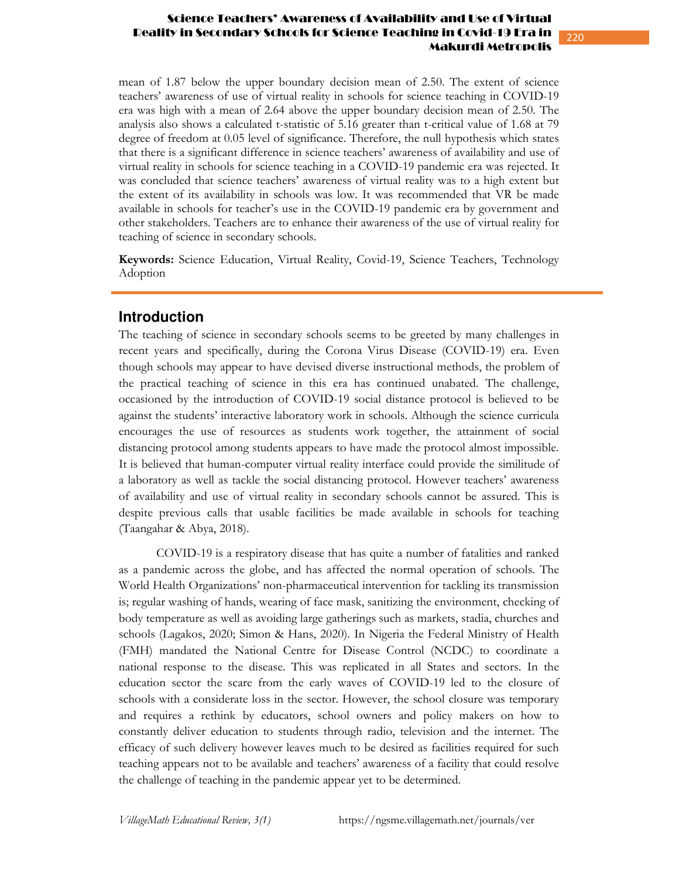mean of 1.87 below the upper boundary decision mean of 2.50. The extent of science teachers' awareness of use of virtual reality in schools for science teaching in COVID-19 era was high with a mean of 2.64 above the upper boundary decision mean of 2.50. The analysis also shows a calculated t-statistic of 5.16 greater than t-critical value of 1.68 at 79 degree of freedom at 0.05 level of significance. Therefore, the null hypothesis which states that there is a significant difference in science teachers' awareness of availability and use of virtual reality in schools for science teaching in a COVID-19 pandemic era was rejected. It was concluded that science teachers' awareness of virtual reality was to a high extent but the extent of its availability in schools was low. It was recommended that VR be made available in schools for teacher's use in the COVID-19 pandemic era by government and other stakeholders. Teachers are to enhance their awareness of the use of virtual reality for teaching of science in secondary schools.

**Keywords:** Science Education, Virtual Reality, Covid-19, Science Teachers, Technology Adoption

## Introduction

The teaching of science in secondary schools seems to be greeted by many challenges in recent years and specifically, during the Corona Virus Disease (COVID-19) era. Even though schools may appear to have devised diverse instructional methods, the problem of the practical teaching of science in this era has continued unabated. The challenge, occasioned by the introduction of COVID-19 social distance protocol is believed to be against the students' interactive laboratory work in schools. Although the science curricula encourages the use of resources as students work together, the attainment of social distancing protocol among students appears to have made the protocol almost impossible. It is believed that human-computer virtual reality interface could provide the similitude of a laboratory as well as tackle the social distancing protocol. However teachers' awareness of availability and use of virtual reality in secondary schools cannot be assured. This is despite previous calls that usable facilities be made available in schools for teaching (Taangahar & Abya, 2018).

COVID-19 is a respiratory disease that has quite a number of fatalities and ranked as a pandemic across the globe, and has affected the normal operation of schools. The World Health Organizations' non-pharmaceutical intervention for tackling its transmission is; regular washing of hands, wearing of face mask, sanitizing the environment, checking of body temperature as well as avoiding large gatherings such as markets, stadia, churches and schools (Lagakos, 2020; Simon & Hans, 2020). In Nigeria the Federal Ministry of Health (FMH) mandated the National Centre for Disease Control (NCDC) to coordinate a national response to the disease. This was replicated in all States and sectors. In the education sector the scare from the early waves of COVID-19 led to the closure of schools with a considerate loss in the sector. However, the school closure was temporary and requires a rethink by educators, school owners and policy makers on how to constantly deliver education to students through radio, television and the internet. The efficacy of such delivery however leaves much to be desired as facilities required for such teaching appears not to be available and teachers' awareness of a facility that could resolve the challenge of teaching in the pandemic appear yet to be determined.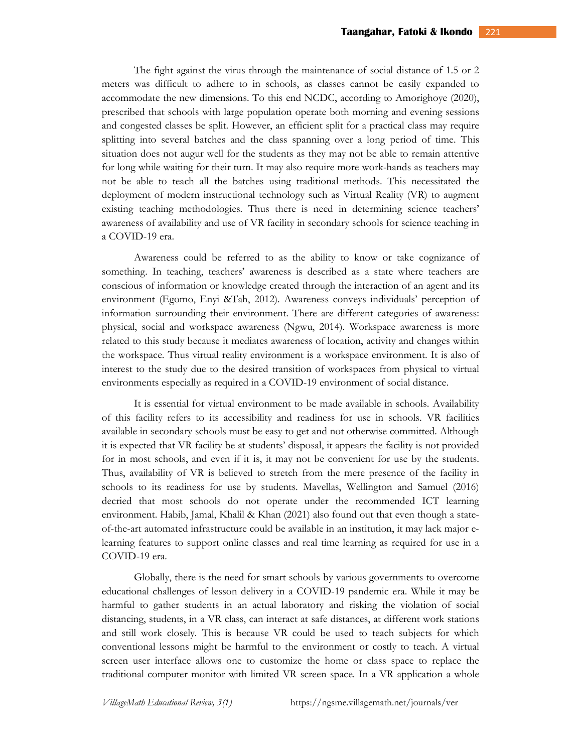The fight against the virus through the maintenance of social distance of 1.5 or 2 meters was difficult to adhere to in schools, as classes cannot be easily expanded to accommodate the new dimensions. To this end NCDC, according to Amorighoye (2020), prescribed that schools with large population operate both morning and evening sessions and congested classes be split. However, an efficient split for a practical class may require splitting into several batches and the class spanning over a long period of time. This situation does not augur well for the students as they may not be able to remain attentive for long while waiting for their turn. It may also require more work-hands as teachers may not be able to teach all the batches using traditional methods. This necessitated the deployment of modern instructional technology such as Virtual Reality (VR) to augment existing teaching methodologies. Thus there is need in determining science teachers' awareness of availability and use of VR facility in secondary schools for science teaching in a COVID-19 era.

Awareness could be referred to as the ability to know or take cognizance of something. In teaching, teachers' awareness is described as a state where teachers are conscious of information or knowledge created through the interaction of an agent and its environment (Egomo, Enyi &Tah, 2012). Awareness conveys individuals' perception of information surrounding their environment. There are different categories of awareness: physical, social and workspace awareness (Ngwu, 2014). Workspace awareness is more related to this study because it mediates awareness of location, activity and changes within the workspace. Thus virtual reality environment is a workspace environment. It is also of interest to the study due to the desired transition of workspaces from physical to virtual environments especially as required in a COVID-19 environment of social distance.

It is essential for virtual environment to be made available in schools. Availability of this facility refers to its accessibility and readiness for use in schools. VR facilities available in secondary schools must be easy to get and not otherwise committed. Although it is expected that VR facility be at students' disposal, it appears the facility is not provided for in most schools, and even if it is, it may not be convenient for use by the students. Thus, availability of VR is believed to stretch from the mere presence of the facility in schools to its readiness for use by students. Mavellas, Wellington and Samuel (2016) decried that most schools do not operate under the recommended ICT learning environment. Habib, Jamal, Khalil & Khan (2021) also found out that even though a state-of-the-art automated infrastructure could be available in an institution, it may lack major e-learning features to support online classes and real time learning as required for use in a COVID-19 era.

Globally, there is the need for smart schools by various governments to overcome educational challenges of lesson delivery in a COVID-19 pandemic era. While it may be harmful to gather students in an actual laboratory and risking the violation of social distancing, students, in a VR class, can interact at safe distances, at different work stations and still work closely. This is because VR could be used to teach subjects for which conventional lessons might be harmful to the environment or costly to teach. A virtual screen user interface allows one to customize the home or class space to replace the traditional computer monitor with limited VR screen space. In a VR application a whole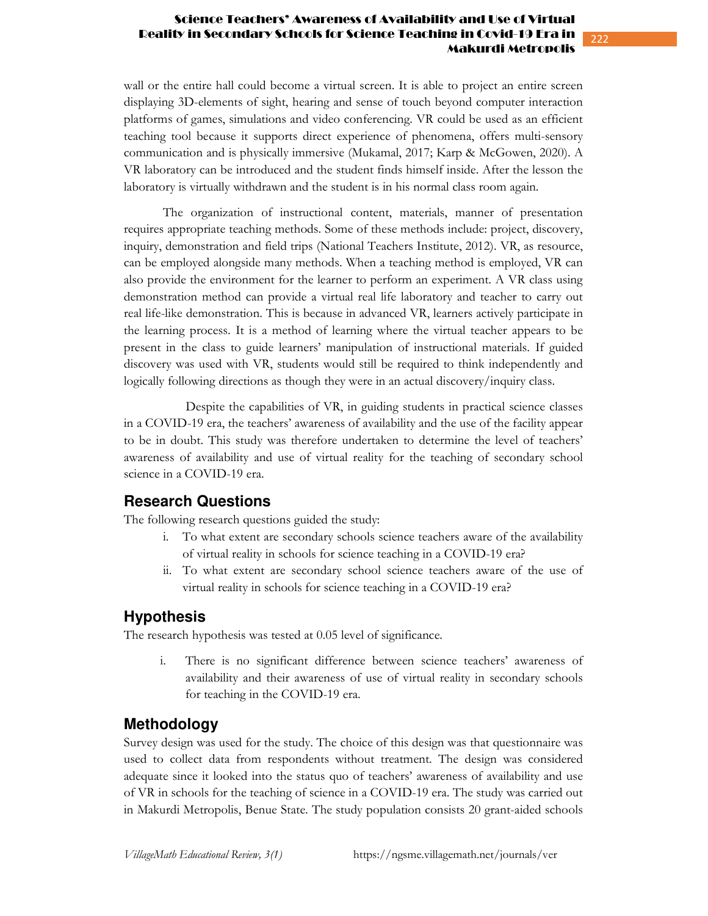wall or the entire hall could become a virtual screen. It is able to project an entire screen displaying 3D-elements of sight, hearing and sense of touch beyond computer interaction platforms of games, simulations and video conferencing. VR could be used as an efficient teaching tool because it supports direct experience of phenomena, offers multi-sensory communication and is physically immersive (Mukamal, 2017; Karp & McGowen, 2020). A VR laboratory can be introduced and the student finds himself inside. After the lesson the laboratory is virtually withdrawn and the student is in his normal class room again.

The organization of instructional content, materials, manner of presentation requires appropriate teaching methods. Some of these methods include: project, discovery, inquiry, demonstration and field trips (National Teachers Institute, 2012). VR, as resource, can be employed alongside many methods. When a teaching method is employed, VR can also provide the environment for the learner to perform an experiment. A VR class using demonstration method can provide a virtual real life laboratory and teacher to carry out real life-like demonstration. This is because in advanced VR, learners actively participate in the learning process. It is a method of learning where the virtual teacher appears to be present in the class to guide learners' manipulation of instructional materials. If guided discovery was used with VR, students would still be required to think independently and logically following directions as though they were in an actual discovery/inquiry class.

Despite the capabilities of VR, in guiding students in practical science classes in a COVID-19 era, the teachers' awareness of availability and the use of the facility appear to be in doubt. This study was therefore undertaken to determine the level of teachers' awareness of availability and use of virtual reality for the teaching of secondary school science in a COVID-19 era.

## Research Questions

The following research questions guided the study:

i. To what extent are secondary schools science teachers aware of the availability of virtual reality in schools for science teaching in a COVID-19 era?
ii. To what extent are secondary school science teachers aware of the use of virtual reality in schools for science teaching in a COVID-19 era?

## Hypothesis

The research hypothesis was tested at 0.05 level of significance.

i. There is no significant difference between science teachers' awareness of availability and their awareness of use of virtual reality in secondary schools for teaching in the COVID-19 era.

## Methodology

Survey design was used for the study. The choice of this design was that questionnaire was used to collect data from respondents without treatment. The design was considered adequate since it looked into the status quo of teachers' awareness of availability and use of VR in schools for the teaching of science in a COVID-19 era. The study was carried out in Makurdi Metropolis, Benue State. The study population consists 20 grant-aided schools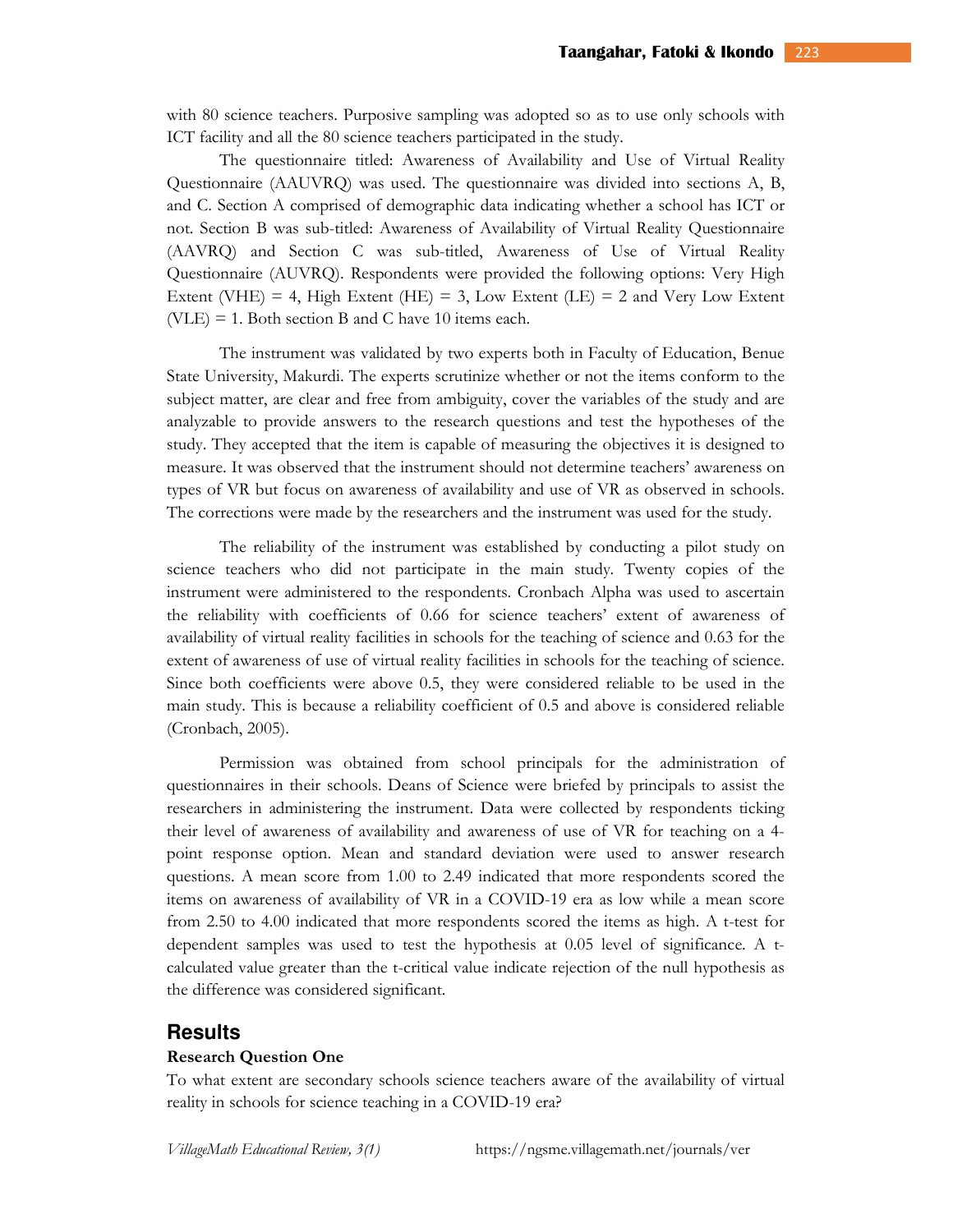with 80 science teachers. Purposive sampling was adopted so as to use only schools with ICT facility and all the 80 science teachers participated in the study.

The questionnaire titled: Awareness of Availability and Use of Virtual Reality Questionnaire (AAUVRQ) was used. The questionnaire was divided into sections A, B, and C. Section A comprised of demographic data indicating whether a school has ICT or not. Section B was sub-titled: Awareness of Availability of Virtual Reality Questionnaire (AAVRQ) and Section C was sub-titled, Awareness of Use of Virtual Reality Questionnaire (AUVRQ). Respondents were provided the following options: Very High Extent (VHE) = 4, High Extent (HE) = 3, Low Extent (LE) = 2 and Very Low Extent (VLE) = 1. Both section B and C have 10 items each.

The instrument was validated by two experts both in Faculty of Education, Benue State University, Makurdi. The experts scrutinize whether or not the items conform to the subject matter, are clear and free from ambiguity, cover the variables of the study and are analyzable to provide answers to the research questions and test the hypotheses of the study. They accepted that the item is capable of measuring the objectives it is designed to measure. It was observed that the instrument should not determine teachers' awareness on types of VR but focus on awareness of availability and use of VR as observed in schools. The corrections were made by the researchers and the instrument was used for the study.

The reliability of the instrument was established by conducting a pilot study on science teachers who did not participate in the main study. Twenty copies of the instrument were administered to the respondents. Cronbach Alpha was used to ascertain the reliability with coefficients of 0.66 for science teachers' extent of awareness of availability of virtual reality facilities in schools for the teaching of science and 0.63 for the extent of awareness of use of virtual reality facilities in schools for the teaching of science. Since both coefficients were above 0.5, they were considered reliable to be used in the main study. This is because a reliability coefficient of 0.5 and above is considered reliable (Cronbach, 2005).

Permission was obtained from school principals for the administration of questionnaires in their schools. Deans of Science were briefed by principals to assist the researchers in administering the instrument. Data were collected by respondents ticking their level of awareness of availability and awareness of use of VR for teaching on a 4-point response option. Mean and standard deviation were used to answer research questions. A mean score from 1.00 to 2.49 indicated that more respondents scored the items on awareness of availability of VR in a COVID-19 era as low while a mean score from 2.50 to 4.00 indicated that more respondents scored the items as high. A t-test for dependent samples was used to test the hypothesis at 0.05 level of significance. A t-calculated value greater than the t-critical value indicate rejection of the null hypothesis as the difference was considered significant.

## Results

**Research Question One**

To what extent are secondary schools science teachers aware of the availability of virtual reality in schools for science teaching in a COVID-19 era?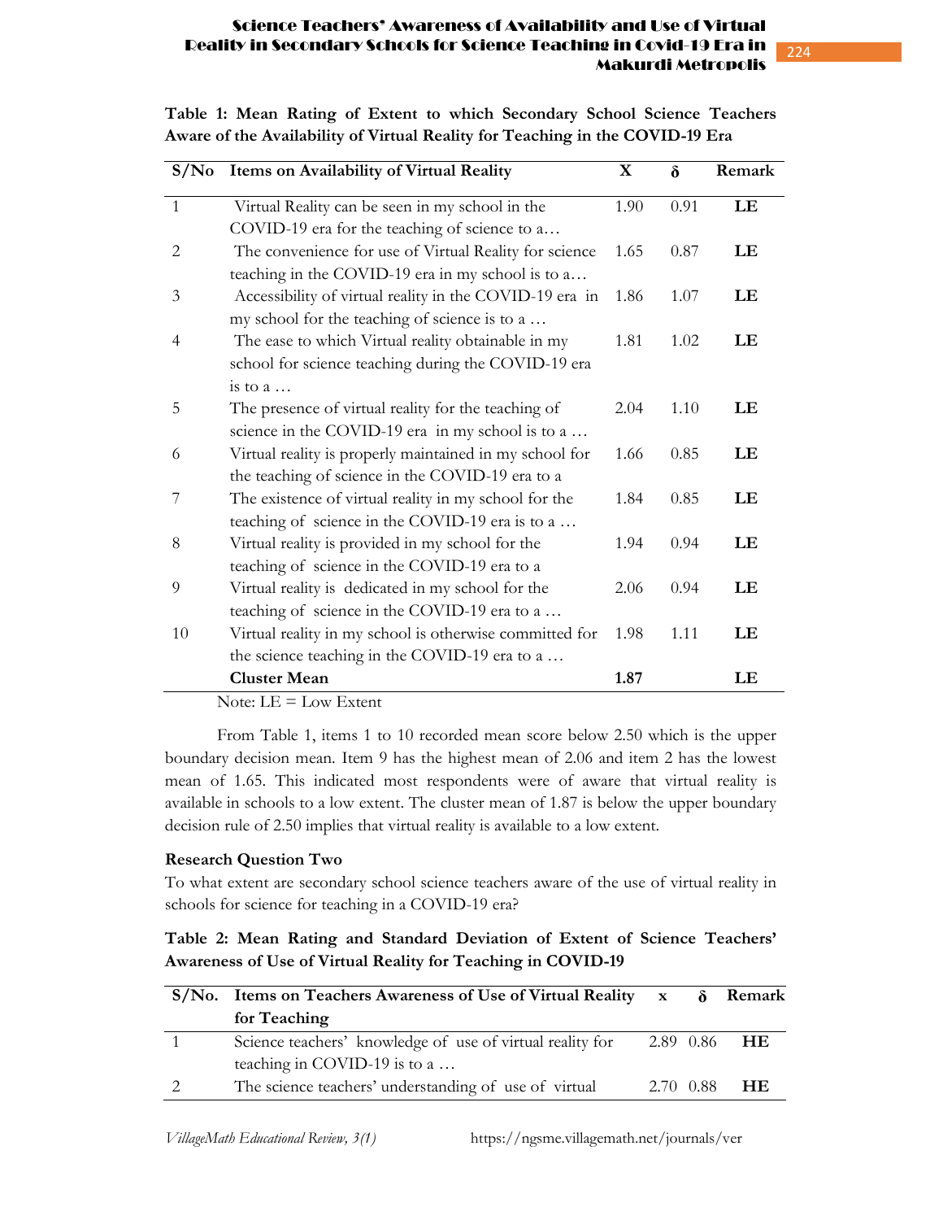**Table 1: Mean Rating of Extent to which Secondary School Science Teachers Aware of the Availability of Virtual Reality for Teaching in the COVID-19 Era**

| S/No | Items on Availability of Virtual Reality | X | δ | Remark |
|---|---|---|---|---|
| 1 | Virtual Reality can be seen in my school in the COVID-19 era for the teaching of science to a… | 1.90 | 0.91 | **LE** |
| 2 | The convenience for use of Virtual Reality for science teaching in the COVID-19 era in my school is to a… | 1.65 | 0.87 | **LE** |
| 3 | Accessibility of virtual reality in the COVID-19 era in my school for the teaching of science is to a … | 1.86 | 1.07 | **LE** |
| 4 | The ease to which Virtual reality obtainable in my school for science teaching during the COVID-19 era is to a … | 1.81 | 1.02 | **LE** |
| 5 | The presence of virtual reality for the teaching of science in the COVID-19 era in my school is to a … | 2.04 | 1.10 | **LE** |
| 6 | Virtual reality is properly maintained in my school for the teaching of science in the COVID-19 era to a | 1.66 | 0.85 | **LE** |
| 7 | The existence of virtual reality in my school for the teaching of science in the COVID-19 era is to a … | 1.84 | 0.85 | **LE** |
| 8 | Virtual reality is provided in my school for the teaching of science in the COVID-19 era to a | 1.94 | 0.94 | **LE** |
| 9 | Virtual reality is dedicated in my school for the teaching of science in the COVID-19 era to a … | 2.06 | 0.94 | **LE** |
| 10 | Virtual reality in my school is otherwise committed for the science teaching in the COVID-19 era to a … | 1.98 | 1.11 | **LE** |
| | **Cluster Mean** | **1.87** | | **LE** |

Note: LE = Low Extent

From Table 1, items 1 to 10 recorded mean score below 2.50 which is the upper boundary decision mean. Item 9 has the highest mean of 2.06 and item 2 has the lowest mean of 1.65. This indicated most respondents were of aware that virtual reality is available in schools to a low extent. The cluster mean of 1.87 is below the upper boundary decision rule of 2.50 implies that virtual reality is available to a low extent.

**Research Question Two**

To what extent are secondary school science teachers aware of the use of virtual reality in schools for science for teaching in a COVID-19 era?

**Table 2: Mean Rating and Standard Deviation of Extent of Science Teachers' Awareness of Use of Virtual Reality for Teaching in COVID-19**

| S/No. | Items on Teachers Awareness of Use of Virtual Reality for Teaching | x | δ | Remark |
|---|---|---|---|---|
| 1 | Science teachers' knowledge of use of virtual reality for teaching in COVID-19 is to a … | 2.89 | 0.86 | **HE** |
| 2 | The science teachers' understanding of use of virtual | 2.70 | 0.88 | **HE** |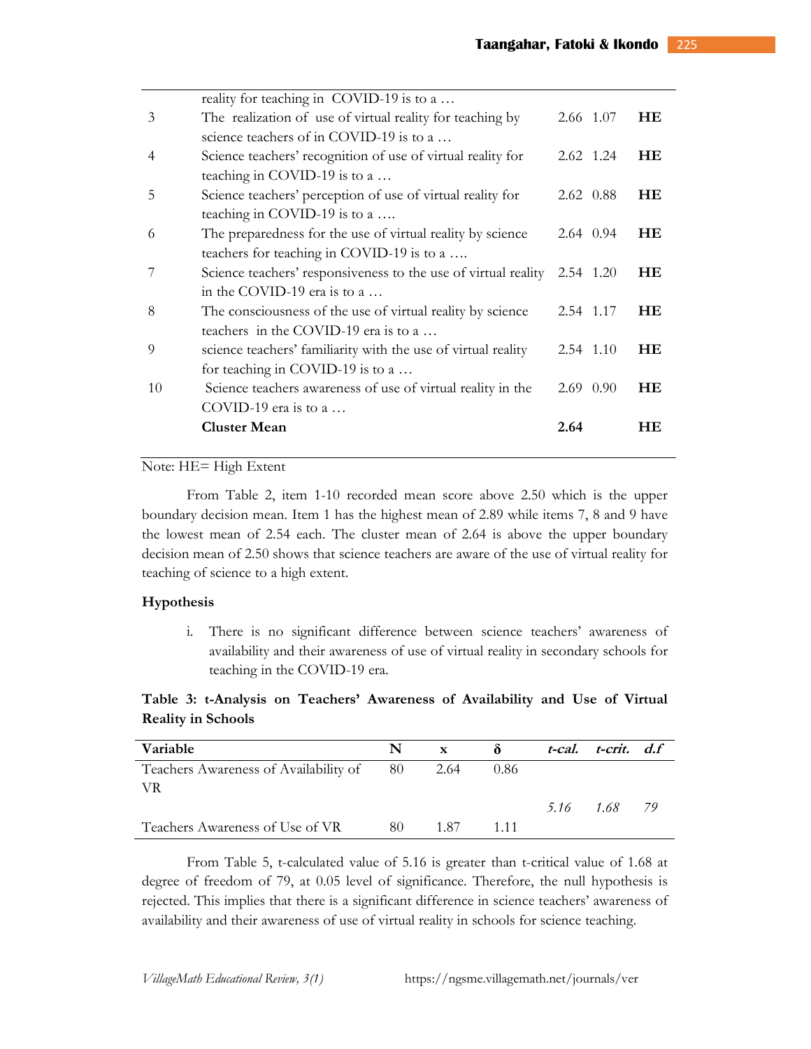| | | | | |
|---|---|---|---|---|
| | reality for teaching in COVID-19 is to a … | | | |
| 3 | The realization of use of virtual reality for teaching by science teachers of in COVID-19 is to a … | 2.66 | 1.07 | **HE** |
| 4 | Science teachers' recognition of use of virtual reality for teaching in COVID-19 is to a … | 2.62 | 1.24 | **HE** |
| 5 | Science teachers' perception of use of virtual reality for teaching in COVID-19 is to a …. | 2.62 | 0.88 | **HE** |
| 6 | The preparedness for the use of virtual reality by science teachers for teaching in COVID-19 is to a …. | 2.64 | 0.94 | **HE** |
| 7 | Science teachers' responsiveness to the use of virtual reality in the COVID-19 era is to a … | 2.54 | 1.20 | **HE** |
| 8 | The consciousness of the use of virtual reality by science teachers in the COVID-19 era is to a … | 2.54 | 1.17 | **HE** |
| 9 | science teachers' familiarity with the use of virtual reality for teaching in COVID-19 is to a … | 2.54 | 1.10 | **HE** |
| 10 | Science teachers awareness of use of virtual reality in the COVID-19 era is to a … | 2.69 | 0.90 | **HE** |
| | **Cluster Mean** | **2.64** | | **HE** |

Note: HE= High Extent

From Table 2, item 1-10 recorded mean score above 2.50 which is the upper boundary decision mean. Item 1 has the highest mean of 2.89 while items 7, 8 and 9 have the lowest mean of 2.54 each. The cluster mean of 2.64 is above the upper boundary decision mean of 2.50 shows that science teachers are aware of the use of virtual reality for teaching of science to a high extent.

**Hypothesis**

i. There is no significant difference between science teachers' awareness of availability and their awareness of use of virtual reality in secondary schools for teaching in the COVID-19 era.

**Table 3: t-Analysis on Teachers' Awareness of Availability and Use of Virtual Reality in Schools**

| Variable | N | x | δ | *t-cal.* | *t-crit.* | *d.f* |
|---|---|---|---|---|---|---|
| Teachers Awareness of Availability of VR | 80 | 2.64 | 0.86 | *5.16* | *1.68* | *79* |
| Teachers Awareness of Use of VR | 80 | 1.87 | 1.11 | | | |

From Table 5, t-calculated value of 5.16 is greater than t-critical value of 1.68 at degree of freedom of 79, at 0.05 level of significance. Therefore, the null hypothesis is rejected. This implies that there is a significant difference in science teachers' awareness of availability and their awareness of use of virtual reality in schools for science teaching.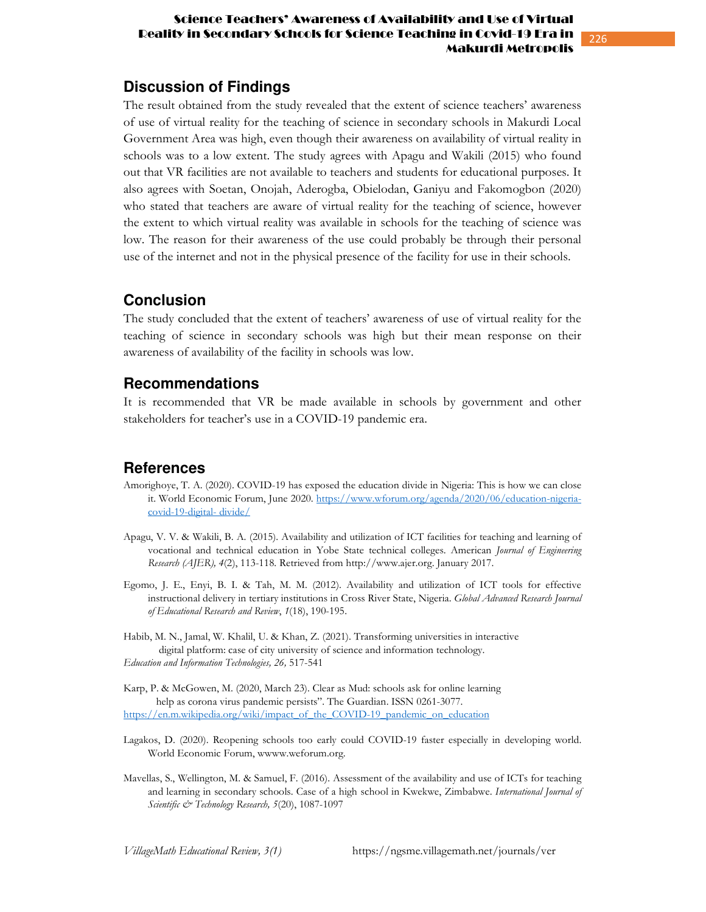## Discussion of Findings

The result obtained from the study revealed that the extent of science teachers' awareness of use of virtual reality for the teaching of science in secondary schools in Makurdi Local Government Area was high, even though their awareness on availability of virtual reality in schools was to a low extent. The study agrees with Apagu and Wakili (2015) who found out that VR facilities are not available to teachers and students for educational purposes. It also agrees with Soetan, Onojah, Aderogba, Obielodan, Ganiyu and Fakomogbon (2020) who stated that teachers are aware of virtual reality for the teaching of science, however the extent to which virtual reality was available in schools for the teaching of science was low. The reason for their awareness of the use could probably be through their personal use of the internet and not in the physical presence of the facility for use in their schools.

## Conclusion

The study concluded that the extent of teachers' awareness of use of virtual reality for the teaching of science in secondary schools was high but their mean response on their awareness of availability of the facility in schools was low.

## Recommendations

It is recommended that VR be made available in schools by government and other stakeholders for teacher's use in a COVID-19 pandemic era.

## References

Amorighoye, T. A. (2020). COVID-19 has exposed the education divide in Nigeria: This is how we can close it. World Economic Forum, June 2020. https://www.wforum.org/agenda/2020/06/education-nigeria-covid-19-digital- divide/

Apagu, V. V. & Wakili, B. A. (2015). Availability and utilization of ICT facilities for teaching and learning of vocational and technical education in Yobe State technical colleges. American *Journal of Engineering Research (AJER), 4*(2), 113-118. Retrieved from http://www.ajer.org. January 2017.

Egomo, J. E., Enyi, B. I. & Tah, M. M. (2012). Availability and utilization of ICT tools for effective instructional delivery in tertiary institutions in Cross River State, Nigeria. *Global Advanced Research Journal of Educational Research and Review, 1*(18), 190-195.

Habib, M. N., Jamal, W. Khalil, U. & Khan, Z. (2021). Transforming universities in interactive digital platform: case of city university of science and information technology. *Education and Information Technologies, 26,* 517-541

Karp, P. & McGowen, M. (2020, March 23). Clear as Mud: schools ask for online learning help as corona virus pandemic persists". The Guardian. ISSN 0261-3077. https://en.m.wikipedia.org/wiki/impact_of_the_COVID-19_pandemic_on_education

Lagakos, D. (2020). Reopening schools too early could COVID-19 faster especially in developing world. World Economic Forum, wwww.weforum.org.

Mavellas, S., Wellington, M. & Samuel, F. (2016). Assessment of the availability and use of ICTs for teaching and learning in secondary schools. Case of a high school in Kwekwe, Zimbabwe. *International Journal of Scientific & Technology Research, 5*(20), 1087-1097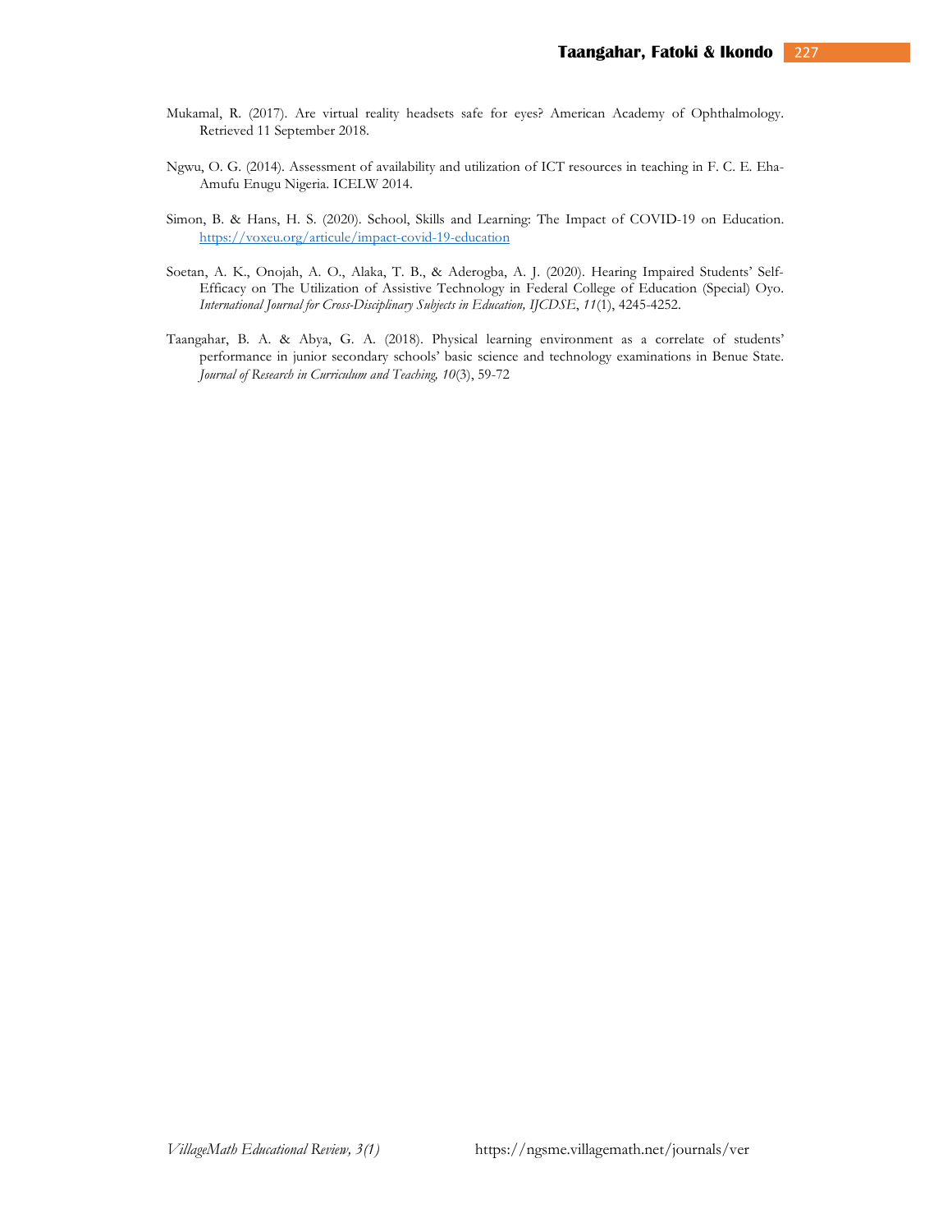Mukamal, R. (2017). Are virtual reality headsets safe for eyes? American Academy of Ophthalmology. Retrieved 11 September 2018.

Ngwu, O. G. (2014). Assessment of availability and utilization of ICT resources in teaching in F. C. E. Eha-Amufu Enugu Nigeria. ICELW 2014.

Simon, B. & Hans, H. S. (2020). School, Skills and Learning: The Impact of COVID-19 on Education. https://voxeu.org/article/impact-covid-19-education

Soetan, A. K., Onojah, A. O., Alaka, T. B., & Aderogba, A. J. (2020). Hearing Impaired Students' Self-Efficacy on The Utilization of Assistive Technology in Federal College of Education (Special) Oyo. *International Journal for Cross-Disciplinary Subjects in Education, IJCDSE*, *11*(1), 4245-4252.

Taangahar, B. A. & Abya, G. A. (2018). Physical learning environment as a correlate of students' performance in junior secondary schools' basic science and technology examinations in Benue State. *Journal of Research in Curriculum and Teaching, 10*(3), 59-72